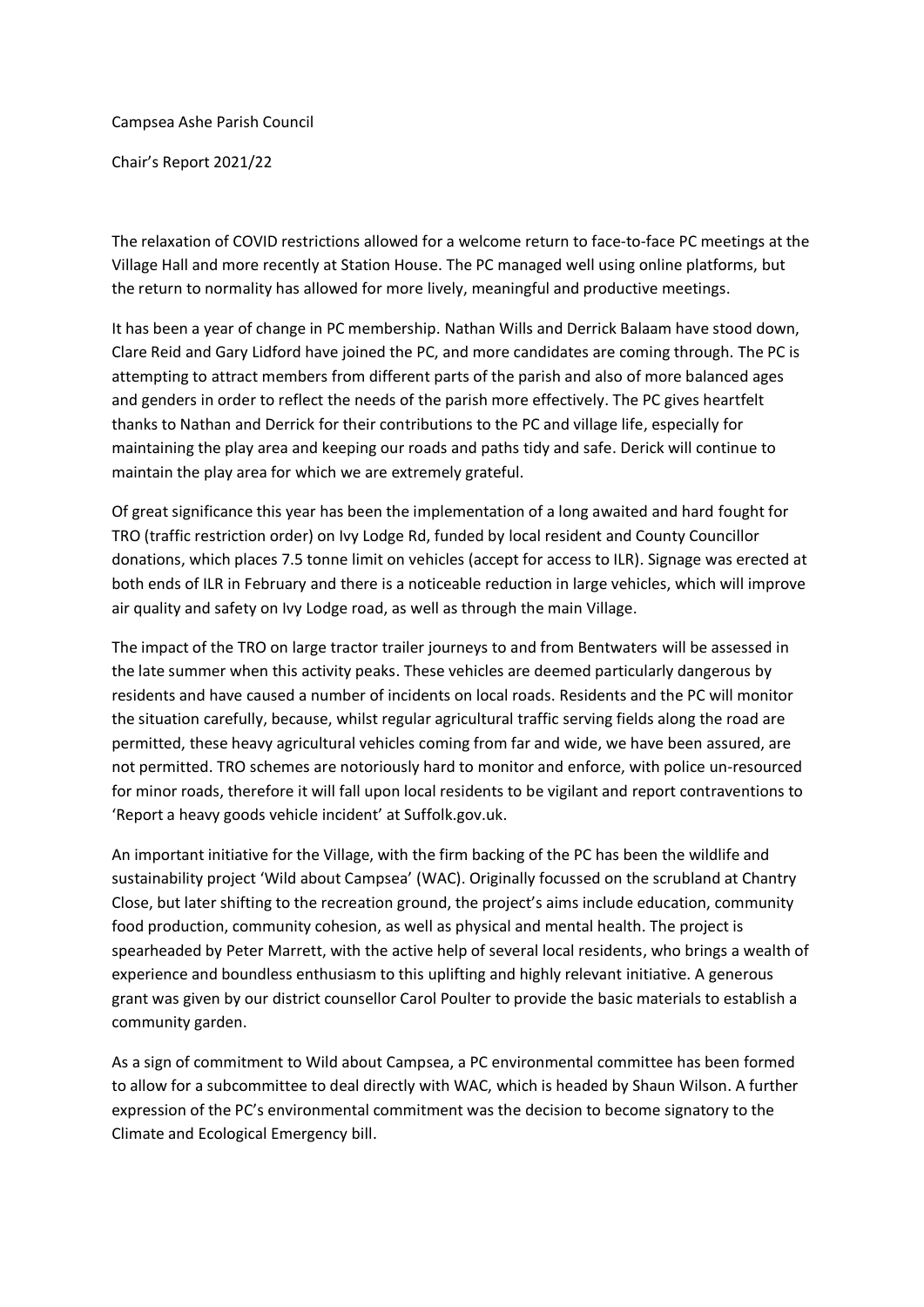Campsea Ashe Parish Council

Chair's Report 2021/22

The relaxation of COVID restrictions allowed for a welcome return to face-to-face PC meetings at the Village Hall and more recently at Station House. The PC managed well using online platforms, but the return to normality has allowed for more lively, meaningful and productive meetings.

It has been a year of change in PC membership. Nathan Wills and Derrick Balaam have stood down, Clare Reid and Gary Lidford have joined the PC, and more candidates are coming through. The PC is attempting to attract members from different parts of the parish and also of more balanced ages and genders in order to reflect the needs of the parish more effectively. The PC gives heartfelt thanks to Nathan and Derrick for their contributions to the PC and village life, especially for maintaining the play area and keeping our roads and paths tidy and safe. Derick will continue to maintain the play area for which we are extremely grateful.

Of great significance this year has been the implementation of a long awaited and hard fought for TRO (traffic restriction order) on Ivy Lodge Rd, funded by local resident and County Councillor donations, which places 7.5 tonne limit on vehicles (accept for access to ILR). Signage was erected at both ends of ILR in February and there is a noticeable reduction in large vehicles, which will improve air quality and safety on Ivy Lodge road, as well as through the main Village.

The impact of the TRO on large tractor trailer journeys to and from Bentwaters will be assessed in the late summer when this activity peaks. These vehicles are deemed particularly dangerous by residents and have caused a number of incidents on local roads. Residents and the PC will monitor the situation carefully, because, whilst regular agricultural traffic serving fields along the road are permitted, these heavy agricultural vehicles coming from far and wide, we have been assured, are not permitted. TRO schemes are notoriously hard to monitor and enforce, with police un-resourced for minor roads, therefore it will fall upon local residents to be vigilant and report contraventions to 'Report a heavy goods vehicle incident' at Suffolk.gov.uk.

An important initiative for the Village, with the firm backing of the PC has been the wildlife and sustainability project 'Wild about Campsea' (WAC). Originally focussed on the scrubland at Chantry Close, but later shifting to the recreation ground, the project's aims include education, community food production, community cohesion, as well as physical and mental health. The project is spearheaded by Peter Marrett, with the active help of several local residents, who brings a wealth of experience and boundless enthusiasm to this uplifting and highly relevant initiative. A generous grant was given by our district counsellor Carol Poulter to provide the basic materials to establish a community garden.

As a sign of commitment to Wild about Campsea, a PC environmental committee has been formed to allow for a subcommittee to deal directly with WAC, which is headed by Shaun Wilson. A further expression of the PC's environmental commitment was the decision to become signatory to the Climate and Ecological Emergency bill.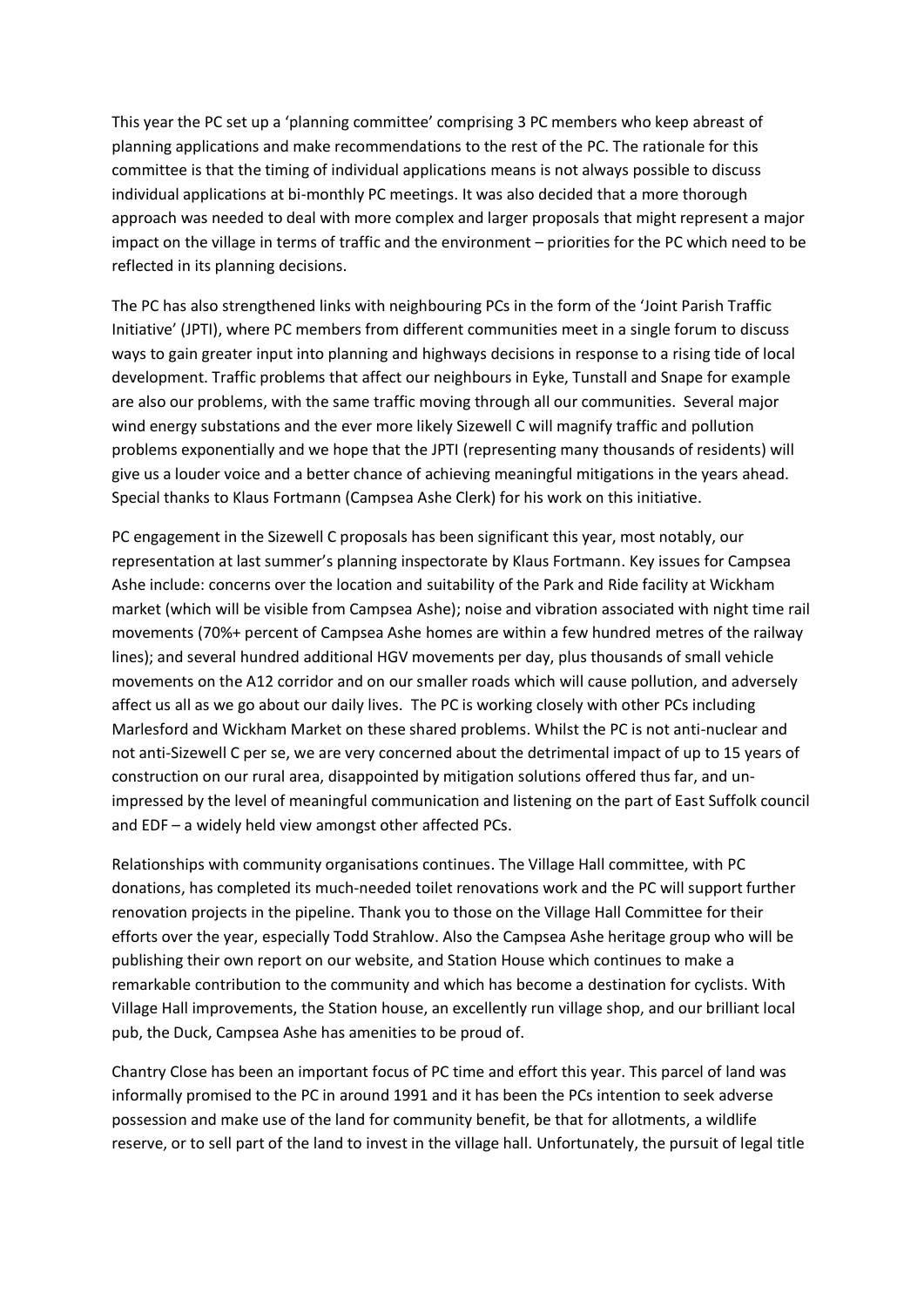This year the PC set up a 'planning committee' comprising 3 PC members who keep abreast of planning applications and make recommendations to the rest of the PC. The rationale for this committee is that the timing of individual applications means is not always possible to discuss individual applications at bi-monthly PC meetings. It was also decided that a more thorough approach was needed to deal with more complex and larger proposals that might represent a major impact on the village in terms of traffic and the environment – priorities for the PC which need to be reflected in its planning decisions.

The PC has also strengthened links with neighbouring PCs in the form of the 'Joint Parish Traffic Initiative' (JPTI), where PC members from different communities meet in a single forum to discuss ways to gain greater input into planning and highways decisions in response to a rising tide of local development. Traffic problems that affect our neighbours in Eyke, Tunstall and Snape for example are also our problems, with the same traffic moving through all our communities. Several major wind energy substations and the ever more likely Sizewell C will magnify traffic and pollution problems exponentially and we hope that the JPTI (representing many thousands of residents) will give us a louder voice and a better chance of achieving meaningful mitigations in the years ahead. Special thanks to Klaus Fortmann (Campsea Ashe Clerk) for his work on this initiative.

PC engagement in the Sizewell C proposals has been significant this year, most notably, our representation at last summer's planning inspectorate by Klaus Fortmann. Key issues for Campsea Ashe include: concerns over the location and suitability of the Park and Ride facility at Wickham market (which will be visible from Campsea Ashe); noise and vibration associated with night time rail movements (70%+ percent of Campsea Ashe homes are within a few hundred metres of the railway lines); and several hundred additional HGV movements per day, plus thousands of small vehicle movements on the A12 corridor and on our smaller roads which will cause pollution, and adversely affect us all as we go about our daily lives. The PC is working closely with other PCs including Marlesford and Wickham Market on these shared problems. Whilst the PC is not anti-nuclear and not anti-Sizewell C per se, we are very concerned about the detrimental impact of up to 15 years of construction on our rural area, disappointed by mitigation solutions offered thus far, and un-impressed by the level of meaningful communication and listening on the part of East Suffolk council and EDF – a widely held view amongst other affected PCs.

Relationships with community organisations continues. The Village Hall committee, with PC donations, has completed its much-needed toilet renovations work and the PC will support further renovation projects in the pipeline. Thank you to those on the Village Hall Committee for their efforts over the year, especially Todd Strahlow. Also the Campsea Ashe heritage group who will be publishing their own report on our website, and Station House which continues to make a remarkable contribution to the community and which has become a destination for cyclists. With Village Hall improvements, the Station house, an excellently run village shop, and our brilliant local pub, the Duck, Campsea Ashe has amenities to be proud of.

Chantry Close has been an important focus of PC time and effort this year. This parcel of land was informally promised to the PC in around 1991 and it has been the PCs intention to seek adverse possession and make use of the land for community benefit, be that for allotments, a wildlife reserve, or to sell part of the land to invest in the village hall. Unfortunately, the pursuit of legal title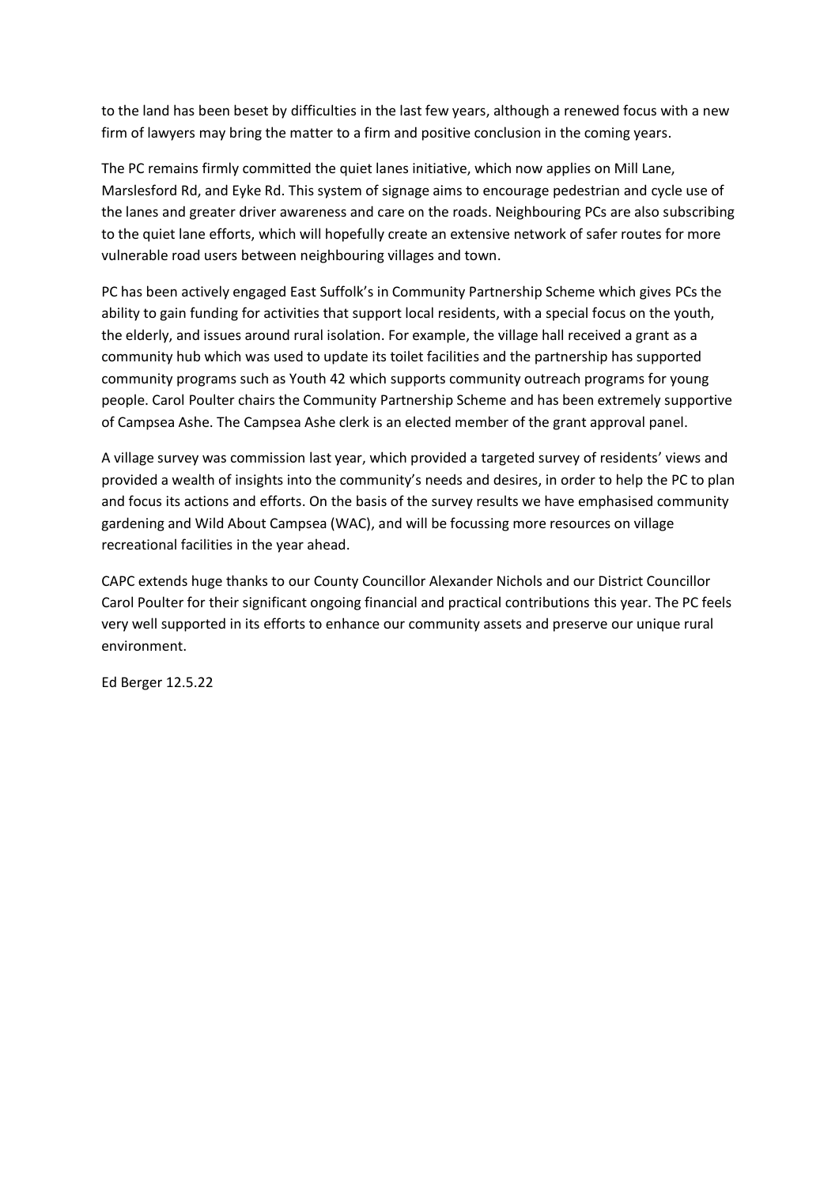to the land has been beset by difficulties in the last few years, although a renewed focus with a new firm of lawyers may bring the matter to a firm and positive conclusion in the coming years.

The PC remains firmly committed the quiet lanes initiative, which now applies on Mill Lane, Marslesford Rd, and Eyke Rd. This system of signage aims to encourage pedestrian and cycle use of the lanes and greater driver awareness and care on the roads. Neighbouring PCs are also subscribing to the quiet lane efforts, which will hopefully create an extensive network of safer routes for more vulnerable road users between neighbouring villages and town.

PC has been actively engaged East Suffolk's in Community Partnership Scheme which gives PCs the ability to gain funding for activities that support local residents, with a special focus on the youth, the elderly, and issues around rural isolation. For example, the village hall received a grant as a community hub which was used to update its toilet facilities and the partnership has supported community programs such as Youth 42 which supports community outreach programs for young people. Carol Poulter chairs the Community Partnership Scheme and has been extremely supportive of Campsea Ashe. The Campsea Ashe clerk is an elected member of the grant approval panel.

A village survey was commission last year, which provided a targeted survey of residents' views and provided a wealth of insights into the community's needs and desires, in order to help the PC to plan and focus its actions and efforts. On the basis of the survey results we have emphasised community gardening and Wild About Campsea (WAC), and will be focussing more resources on village recreational facilities in the year ahead.

CAPC extends huge thanks to our County Councillor Alexander Nichols and our District Councillor Carol Poulter for their significant ongoing financial and practical contributions this year. The PC feels very well supported in its efforts to enhance our community assets and preserve our unique rural environment.

Ed Berger 12.5.22